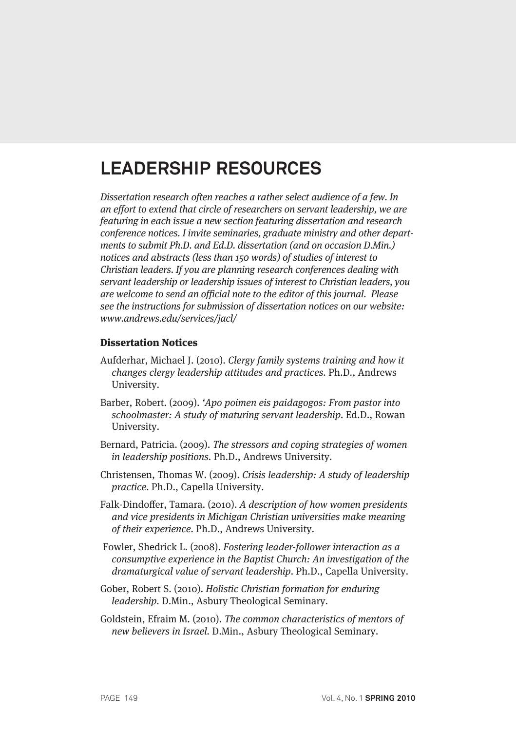# LEADERSHIP RESOURCES

*Dissertation research often reaches a rather select audience of a few. In an effort to extend that circle of researchers on servant leadership, we are featuring in each issue a new section featuring dissertation and research conference notices. I invite seminaries, graduate ministry and other departments to submit Ph.D. and Ed.D. dissertation (and on occasion D.Min.) notices and abstracts (less than 150 words) of studies of interest to Christian leaders. If you are planning research conferences dealing with servant leadership or leadership issues of interest to Christian leaders, you are welcome to send an official note to the editor of this journal. Please see the instructions for submission of dissertation notices on our website: www.andrews.edu/services/jacl/*

## Dissertation Notices

Aufderhar, Michael J. (2010). *Clergy family systems training and how it changes clergy leadership attitudes and practices*. Ph.D., Andrews University.

Barber, Robert. (2009). *'Apo poimen eis paidagogos: From pastor into schoolmaster: A study of maturing servant leadership*. Ed.D., Rowan University.

Bernard, Patricia. (2009). *The stressors and coping strategies of women in leadership positions*. Ph.D., Andrews University.

Christensen, Thomas W. (2009). *Crisis leadership: A study of leadership practice*. Ph.D., Capella University.

Falk-Dindoffer, Tamara. (2010). *A description of how women presidents and vice presidents in Michigan Christian universities make meaning of their experience*. Ph.D., Andrews University.

Fowler, Shedrick L. (2008). *Fostering leader-follower interaction as a consumptive experience in the Baptist Church: An investigation of the dramaturgical value of servant leadership*. Ph.D., Capella University.

Gober, Robert S. (2010). *Holistic Christian formation for enduring leadership*. D.Min., Asbury Theological Seminary.

Goldstein, Efraim M. (2010). *The common characteristics of mentors of new believers in Israel*. D.Min., Asbury Theological Seminary.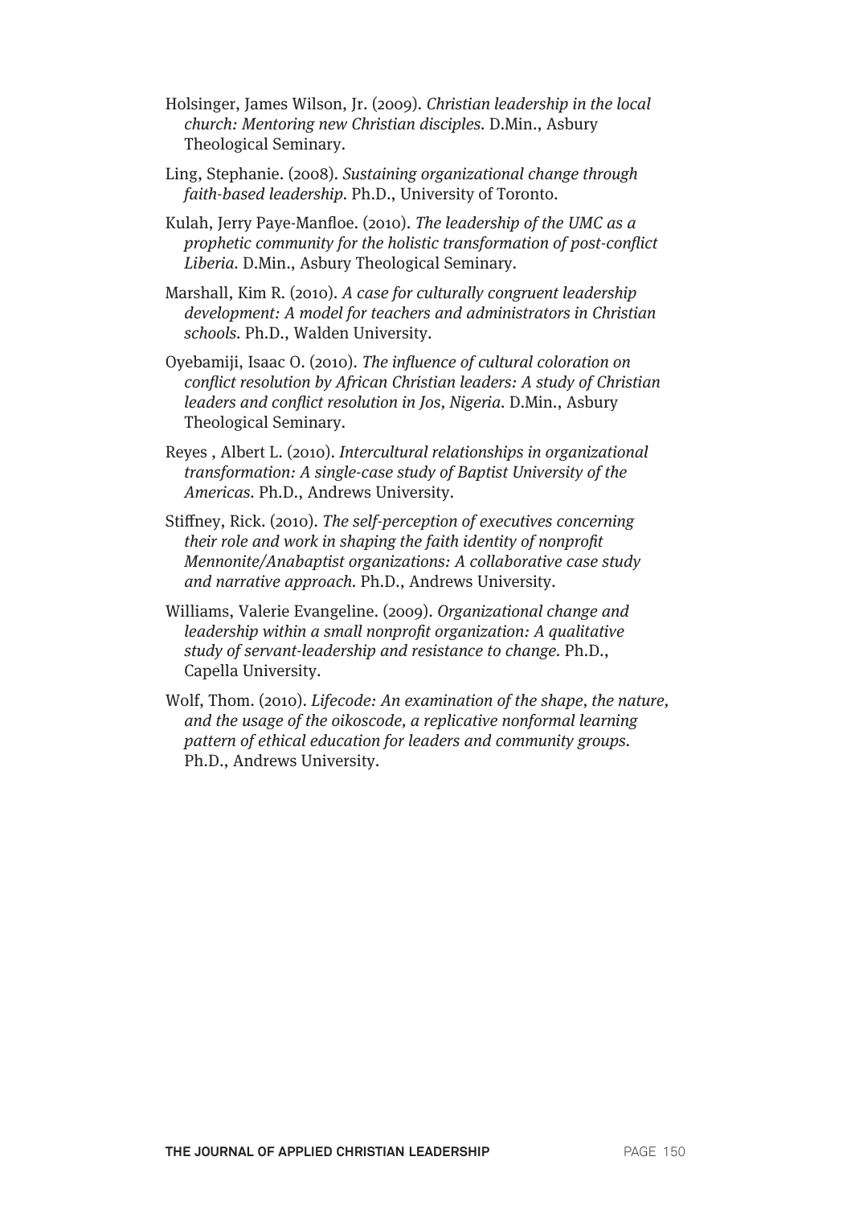Holsinger, James Wilson, Jr. (2009). *Christian leadership in the local church: Mentoring new Christian disciples*. D.Min., Asbury Theological Seminary.

Ling, Stephanie. (2008). *Sustaining organizational change through faith-based leadership*. Ph.D., University of Toronto.

Kulah, Jerry Paye-Manfloe. (2010). *The leadership of the UMC as a prophetic community for the holistic transformation of post-conflict Liberia*. D.Min., Asbury Theological Seminary.

Marshall, Kim R. (2010). *A case for culturally congruent leadership development: A model for teachers and administrators in Christian schools*. Ph.D., Walden University.

Oyebamiji, Isaac O. (2010). *The influence of cultural coloration on conflict resolution by African Christian leaders: A study of Christian leaders and conflict resolution in Jos, Nigeria*. D.Min., Asbury Theological Seminary.

Reyes , Albert L. (2010). *Intercultural relationships in organizational transformation: A single-case study of Baptist University of the Americas*. Ph.D., Andrews University.

Stiffney, Rick. (2010). *The self-perception of executives concerning their role and work in shaping the faith identity of nonprofit Mennonite/Anabaptist organizations: A collaborative case study and narrative approach*. Ph.D., Andrews University.

Williams, Valerie Evangeline. (2009). *Organizational change and leadership within a small nonprofit organization: A qualitative study of servant-leadership and resistance to change*. Ph.D., Capella University.

Wolf, Thom. (2010). *Lifecode: An examination of the shape, the nature, and the usage of the oikoscode, a replicative nonformal learning pattern of ethical education for leaders and community groups*. Ph.D., Andrews University.